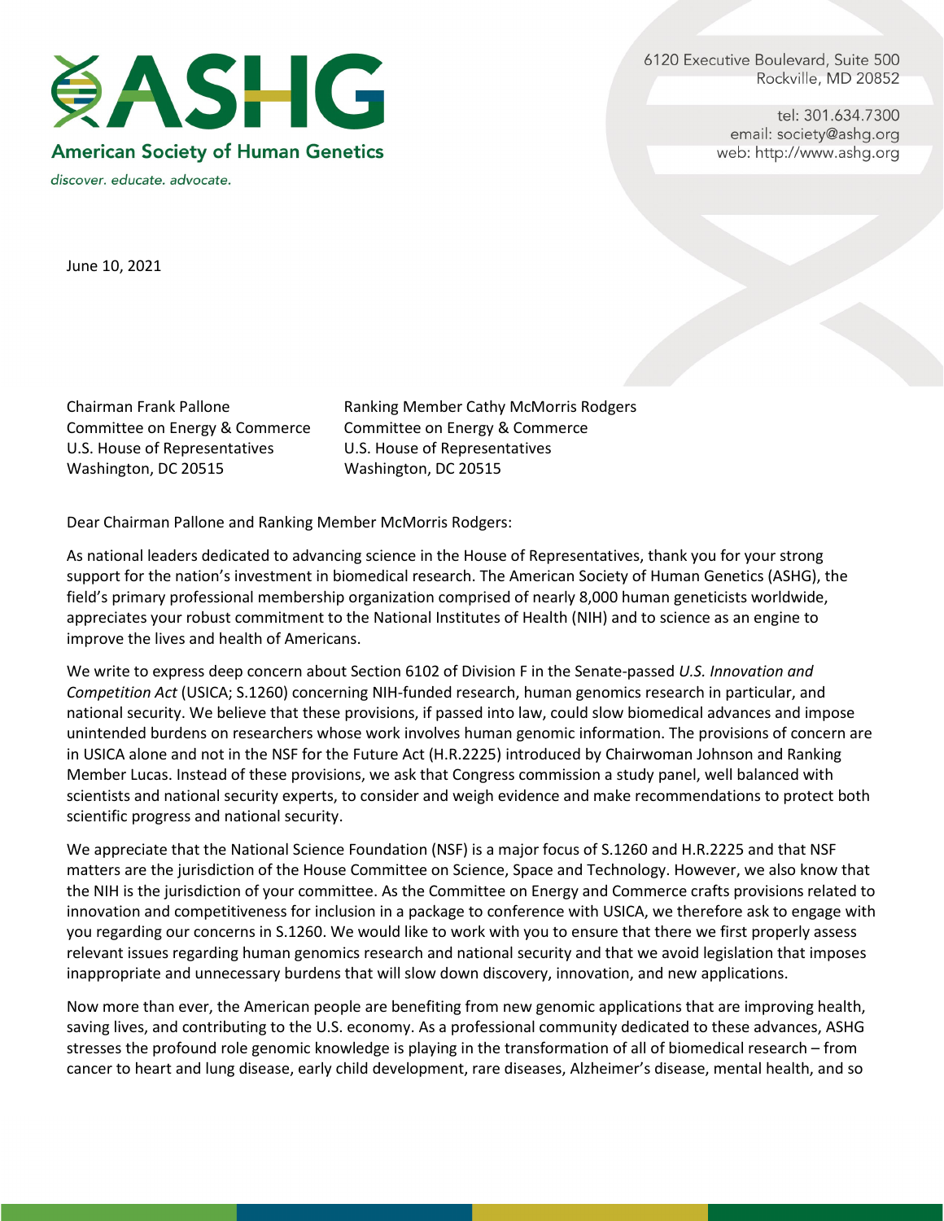# ASHG

**American Society of Human Genetics**

*discover. educate. advocate.*

6120 Executive Boulevard, Suite 500
Rockville, MD 20852

tel: 301.634.7300
email: society@ashg.org
web: http://www.ashg.org

June 10, 2021

Chairman Frank Pallone
Committee on Energy & Commerce
U.S. House of Representatives
Washington, DC 20515

Ranking Member Cathy McMorris Rodgers
Committee on Energy & Commerce
U.S. House of Representatives
Washington, DC 20515

Dear Chairman Pallone and Ranking Member McMorris Rodgers:

As national leaders dedicated to advancing science in the House of Representatives, thank you for your strong support for the nation's investment in biomedical research. The American Society of Human Genetics (ASHG), the field's primary professional membership organization comprised of nearly 8,000 human geneticists worldwide, appreciates your robust commitment to the National Institutes of Health (NIH) and to science as an engine to improve the lives and health of Americans.

We write to express deep concern about Section 6102 of Division F in the Senate-passed *U.S. Innovation and Competition Act* (USICA; S.1260) concerning NIH-funded research, human genomics research in particular, and national security. We believe that these provisions, if passed into law, could slow biomedical advances and impose unintended burdens on researchers whose work involves human genomic information. The provisions of concern are in USICA alone and not in the NSF for the Future Act (H.R.2225) introduced by Chairwoman Johnson and Ranking Member Lucas. Instead of these provisions, we ask that Congress commission a study panel, well balanced with scientists and national security experts, to consider and weigh evidence and make recommendations to protect both scientific progress and national security.

We appreciate that the National Science Foundation (NSF) is a major focus of S.1260 and H.R.2225 and that NSF matters are the jurisdiction of the House Committee on Science, Space and Technology. However, we also know that the NIH is the jurisdiction of your committee. As the Committee on Energy and Commerce crafts provisions related to innovation and competitiveness for inclusion in a package to conference with USICA, we therefore ask to engage with you regarding our concerns in S.1260. We would like to work with you to ensure that there we first properly assess relevant issues regarding human genomics research and national security and that we avoid legislation that imposes inappropriate and unnecessary burdens that will slow down discovery, innovation, and new applications.

Now more than ever, the American people are benefiting from new genomic applications that are improving health, saving lives, and contributing to the U.S. economy. As a professional community dedicated to these advances, ASHG stresses the profound role genomic knowledge is playing in the transformation of all of biomedical research – from cancer to heart and lung disease, early child development, rare diseases, Alzheimer's disease, mental health, and so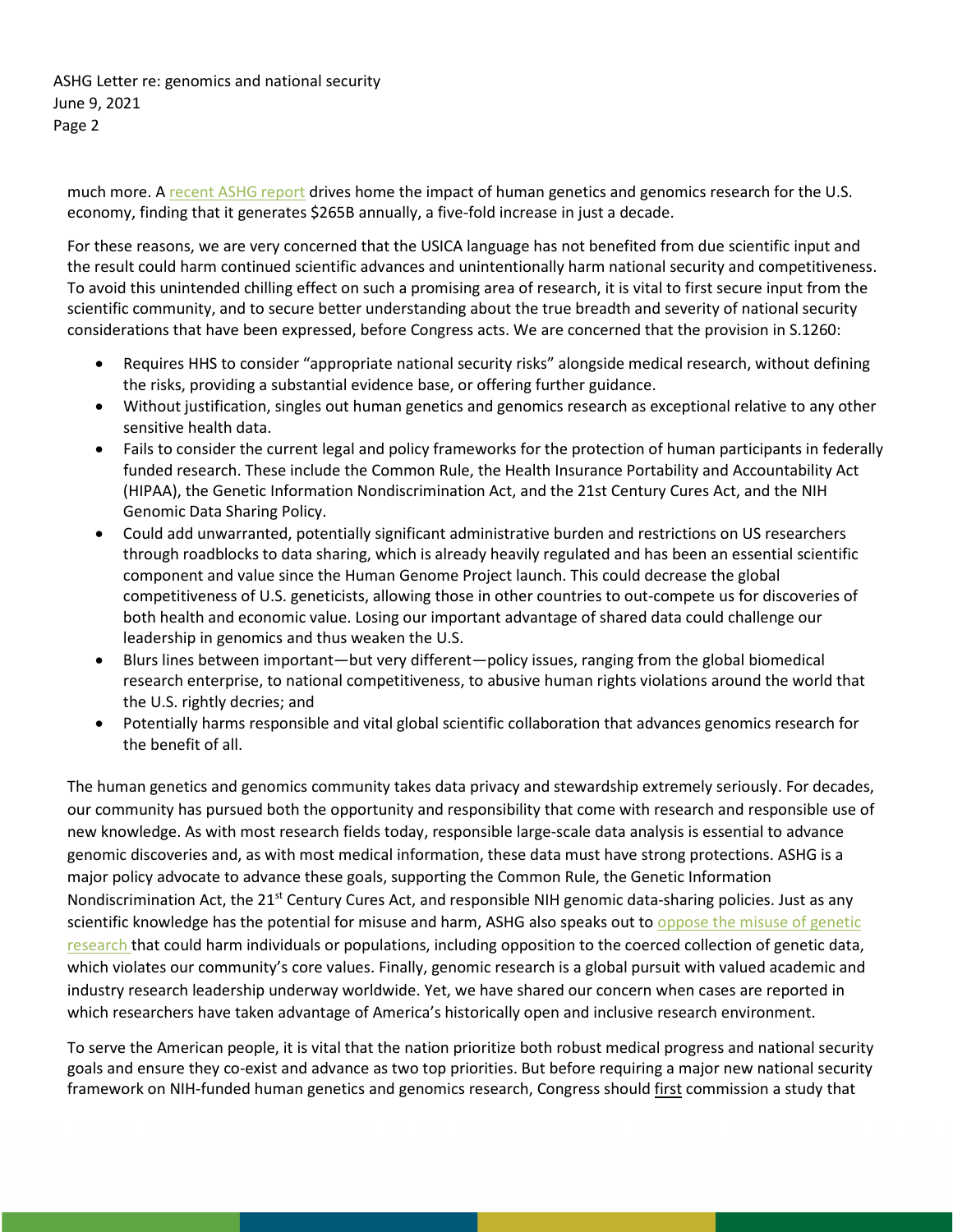much more. A recent ASHG report drives home the impact of human genetics and genomics research for the U.S. economy, finding that it generates $265B annually, a five-fold increase in just a decade.

For these reasons, we are very concerned that the USICA language has not benefited from due scientific input and the result could harm continued scientific advances and unintentionally harm national security and competitiveness. To avoid this unintended chilling effect on such a promising area of research, it is vital to first secure input from the scientific community, and to secure better understanding about the true breadth and severity of national security considerations that have been expressed, before Congress acts. We are concerned that the provision in S.1260:

- Requires HHS to consider "appropriate national security risks" alongside medical research, without defining the risks, providing a substantial evidence base, or offering further guidance.
- Without justification, singles out human genetics and genomics research as exceptional relative to any other sensitive health data.
- Fails to consider the current legal and policy frameworks for the protection of human participants in federally funded research. These include the Common Rule, the Health Insurance Portability and Accountability Act (HIPAA), the Genetic Information Nondiscrimination Act, and the 21st Century Cures Act, and the NIH Genomic Data Sharing Policy.
- Could add unwarranted, potentially significant administrative burden and restrictions on US researchers through roadblocks to data sharing, which is already heavily regulated and has been an essential scientific component and value since the Human Genome Project launch. This could decrease the global competitiveness of U.S. geneticists, allowing those in other countries to out-compete us for discoveries of both health and economic value. Losing our important advantage of shared data could challenge our leadership in genomics and thus weaken the U.S.
- Blurs lines between important—but very different—policy issues, ranging from the global biomedical research enterprise, to national competitiveness, to abusive human rights violations around the world that the U.S. rightly decries; and
- Potentially harms responsible and vital global scientific collaboration that advances genomics research for the benefit of all.

The human genetics and genomics community takes data privacy and stewardship extremely seriously. For decades, our community has pursued both the opportunity and responsibility that come with research and responsible use of new knowledge. As with most research fields today, responsible large-scale data analysis is essential to advance genomic discoveries and, as with most medical information, these data must have strong protections. ASHG is a major policy advocate to advance these goals, supporting the Common Rule, the Genetic Information Nondiscrimination Act, the 21st Century Cures Act, and responsible NIH genomic data-sharing policies. Just as any scientific knowledge has the potential for misuse and harm, ASHG also speaks out to oppose the misuse of genetic research that could harm individuals or populations, including opposition to the coerced collection of genetic data, which violates our community's core values. Finally, genomic research is a global pursuit with valued academic and industry research leadership underway worldwide. Yet, we have shared our concern when cases are reported in which researchers have taken advantage of America's historically open and inclusive research environment.

To serve the American people, it is vital that the nation prioritize both robust medical progress and national security goals and ensure they co-exist and advance as two top priorities. But before requiring a major new national security framework on NIH-funded human genetics and genomics research, Congress should first commission a study that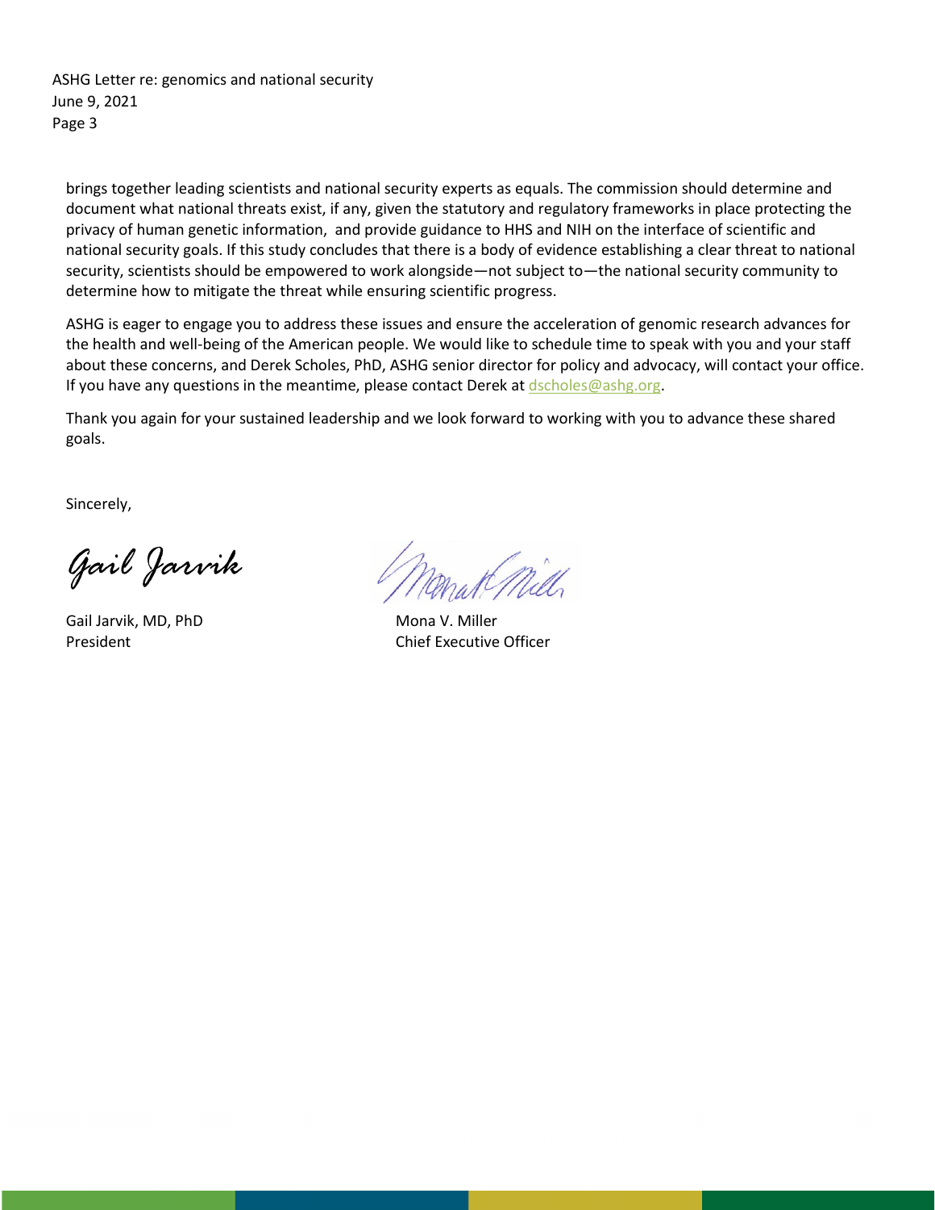brings together leading scientists and national security experts as equals. The commission should determine and document what national threats exist, if any, given the statutory and regulatory frameworks in place protecting the privacy of human genetic information,  and provide guidance to HHS and NIH on the interface of scientific and national security goals. If this study concludes that there is a body of evidence establishing a clear threat to national security, scientists should be empowered to work alongside—not subject to—the national security community to determine how to mitigate the threat while ensuring scientific progress.

ASHG is eager to engage you to address these issues and ensure the acceleration of genomic research advances for the health and well-being of the American people. We would like to schedule time to speak with you and your staff about these concerns, and Derek Scholes, PhD, ASHG senior director for policy and advocacy, will contact your office. If you have any questions in the meantime, please contact Derek at dscholes@ashg.org.

Thank you again for your sustained leadership and we look forward to working with you to advance these shared goals.

Sincerely,

*Gail Jarvik*

Gail Jarvik, MD, PhD
President

Mona V. Miller
Chief Executive Officer